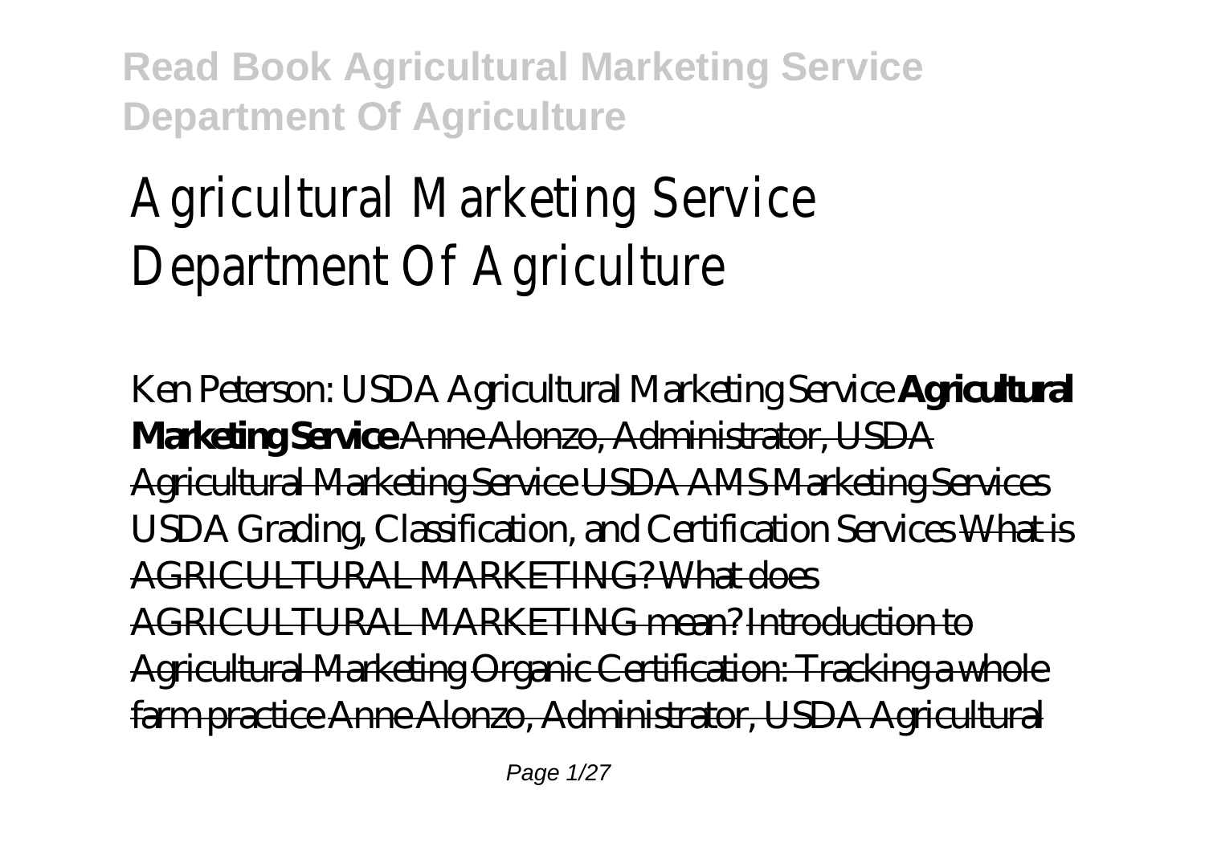# Agricultural Marketing Service Department Of Agriculture

Ken Peterson: USDA Agricultural Marketing Service **Agricultural Marketing Service** ~~Anne Alonzo, Administrator, USDA Agricultural Marketing Service~~ ~~USDA AMS Marketing Services~~ USDA Grading, Classification, and Certification Services ~~What is AGRICULTURAL MARKETING? What does AGRICULTURAL MARKETING mean?~~ ~~Introduction to Agricultural Marketing~~ ~~Organic Certification: Tracking a whole farm practice~~ ~~Anne Alonzo, Administrator, USDA Agricultural~~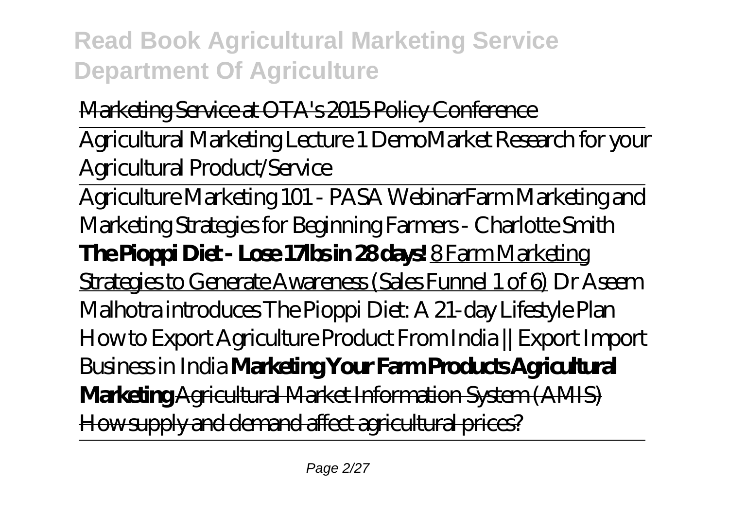Marketing Service at OTA's 2015 Policy Conference

Agricultural Marketing Lecture 1 Demo*Market Research for your Agricultural Product/Service*

Agriculture Marketing 101 - PASA Webinar*Farm Marketing and Marketing Strategies for Beginning Farmers - Charlotte Smith* **The Pioppi Diet - Lose 17lbs in 28 days!** 8 Farm Marketing Strategies to Generate Awareness (Sales Funnel 1 of 6) *Dr Aseem Malhotra introduces The Pioppi Diet: A 21-day Lifestyle Plan How to Export Agriculture Product From India || Export Import Business in India* **Marketing Your Farm Products Agricultural Marketing** Agricultural Market Information System (AMIS) How supply and demand affect agricultural prices?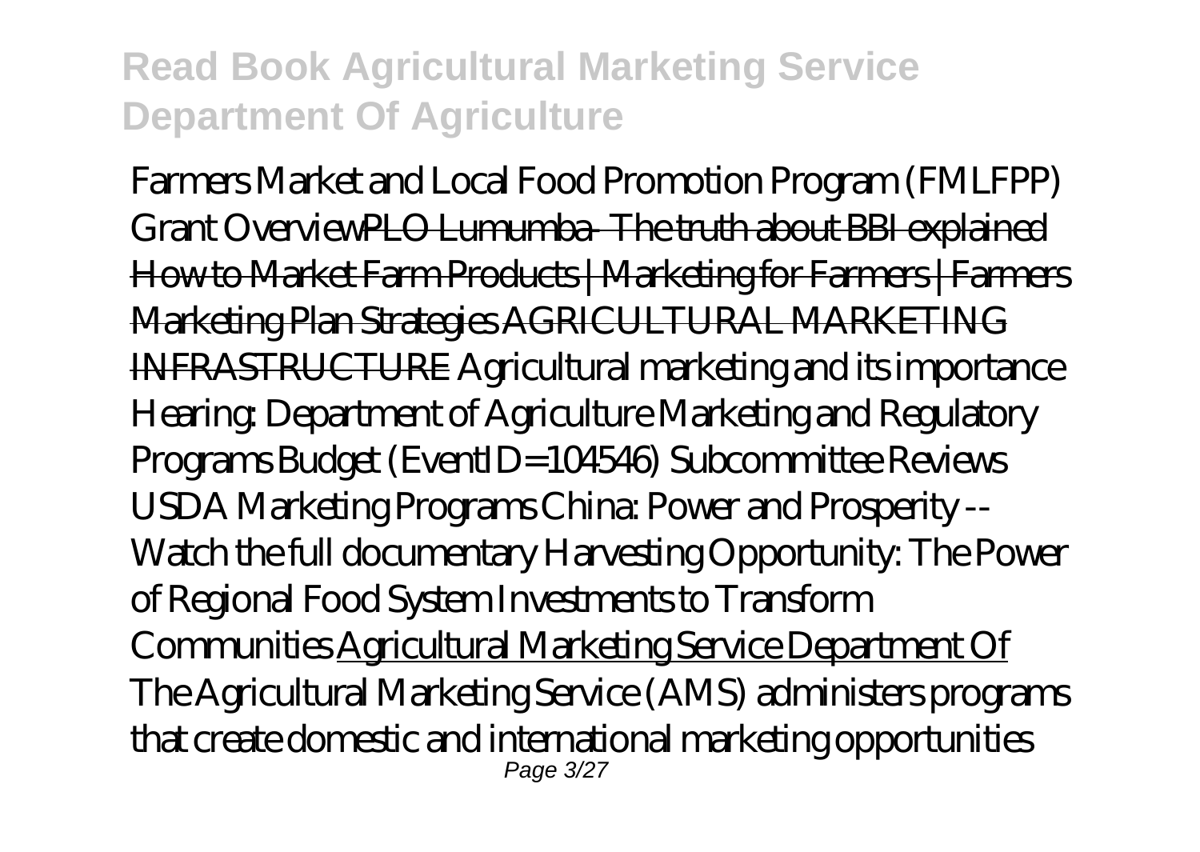Farmers Market and Local Food Promotion Program (FMLFPP) Grant OverviewPLO Lumumba- The truth about BBI explained How to Market Farm Products | Marketing for Farmers | Farmers Marketing Plan Strategies AGRICULTURAL MARKETING INFRASTRUCTURE Agricultural marketing and its importance Hearing: Department of Agriculture Marketing and Regulatory Programs Budget (EventID=104546) Subcommittee Reviews USDA Marketing Programs China: Power and Prosperity -- Watch the full documentary Harvesting Opportunity: The Power of Regional Food System Investments to Transform Communities Agricultural Marketing Service Department Of

The Agricultural Marketing Service (AMS) administers programs that create domestic and international marketing opportunities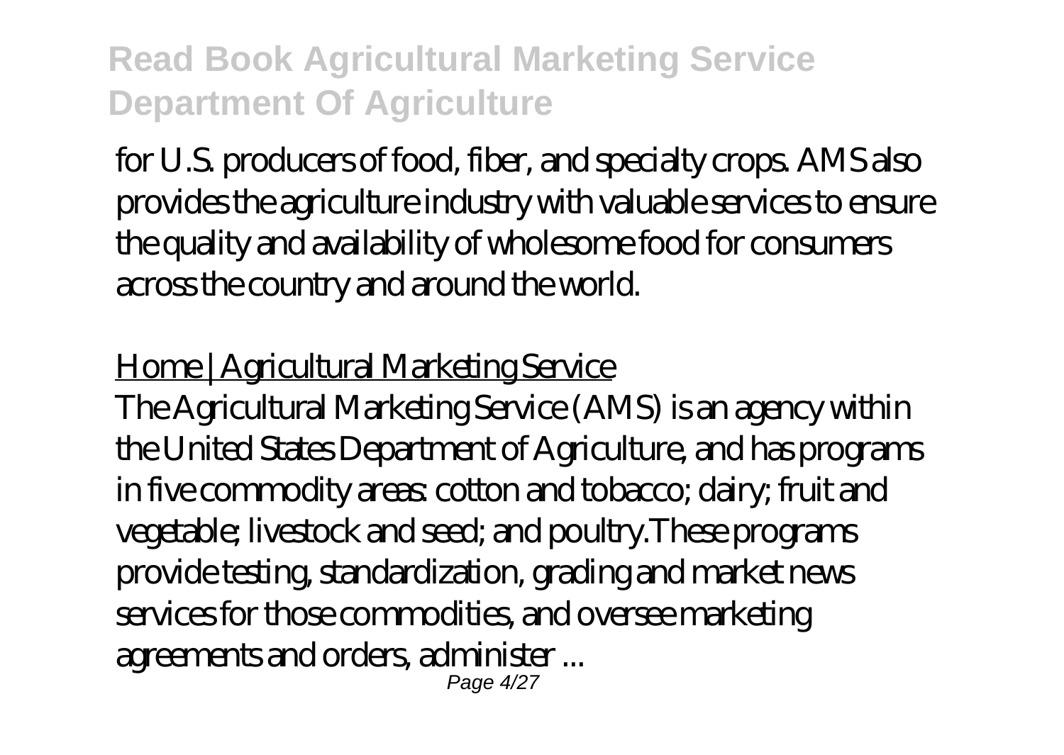for U.S. producers of food, fiber, and specialty crops. AMS also provides the agriculture industry with valuable services to ensure the quality and availability of wholesome food for consumers across the country and around the world.

Home | Agricultural Marketing Service

The Agricultural Marketing Service (AMS) is an agency within the United States Department of Agriculture, and has programs in five commodity areas: cotton and tobacco; dairy; fruit and vegetable; livestock and seed; and poultry.These programs provide testing, standardization, grading and market news services for those commodities, and oversee marketing agreements and orders, administer ...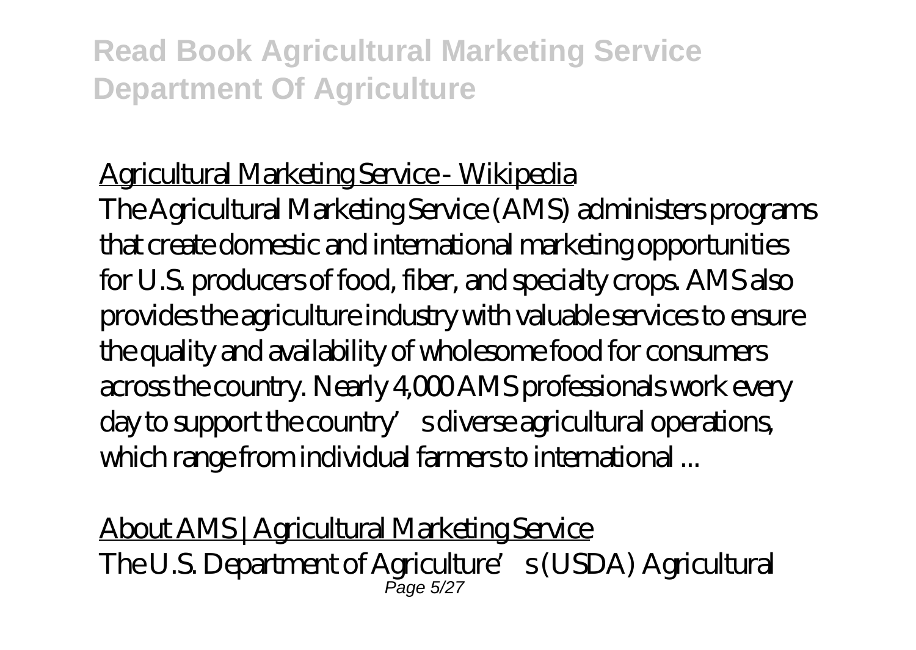Agricultural Marketing Service - Wikipedia

The Agricultural Marketing Service (AMS) administers programs that create domestic and international marketing opportunities for U.S. producers of food, fiber, and specialty crops. AMS also provides the agriculture industry with valuable services to ensure the quality and availability of wholesome food for consumers across the country. Nearly 4,000 AMS professionals work every day to support the country's diverse agricultural operations, which range from individual farmers to international ...

About AMS | Agricultural Marketing Service

The U.S. Department of Agriculture's (USDA) Agricultural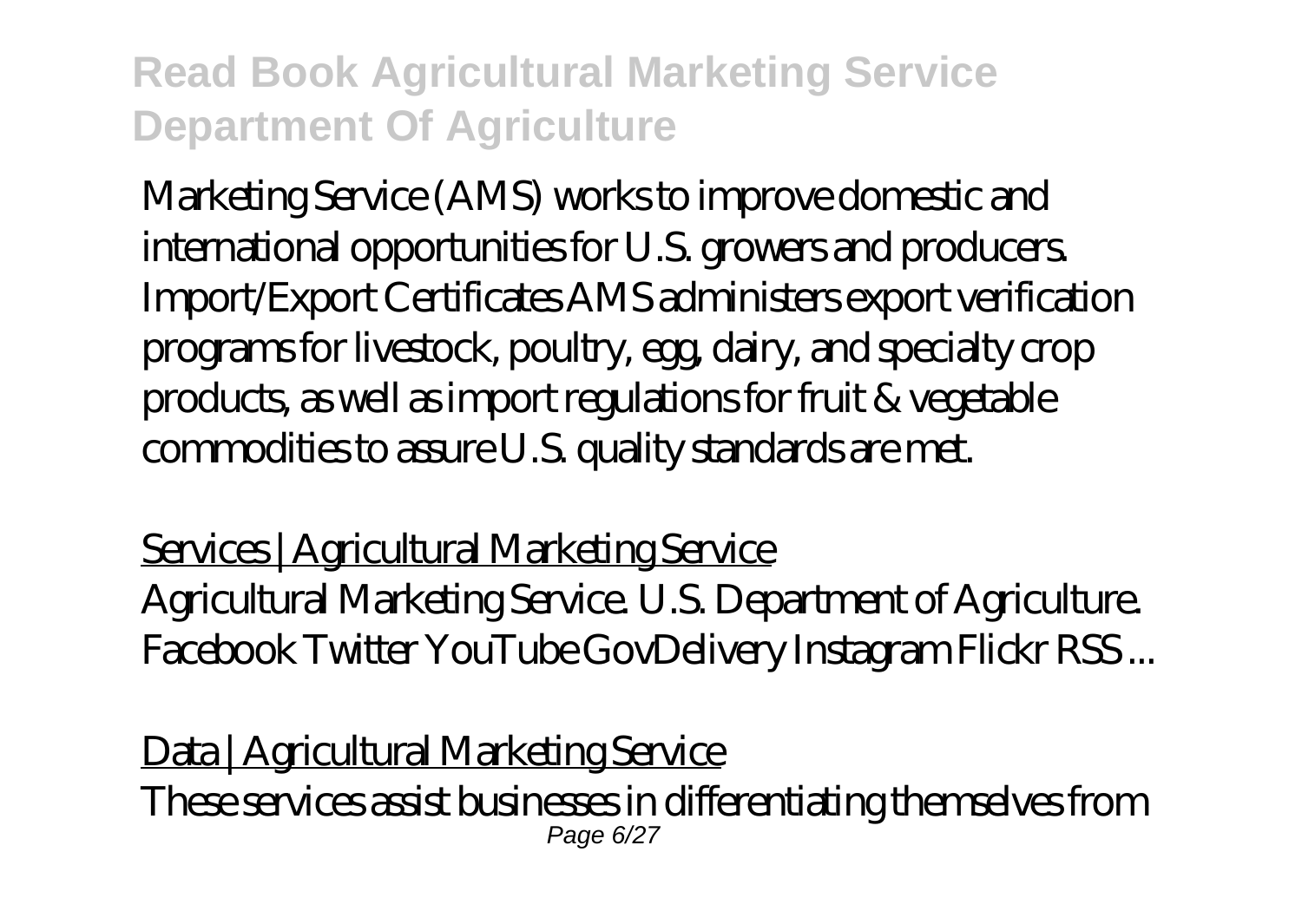Marketing Service (AMS) works to improve domestic and international opportunities for U.S. growers and producers. Import/Export Certificates AMS administers export verification programs for livestock, poultry, egg, dairy, and specialty crop products, as well as import regulations for fruit & vegetable commodities to assure U.S. quality standards are met.

Services | Agricultural Marketing Service

Agricultural Marketing Service. U.S. Department of Agriculture. Facebook Twitter YouTube GovDelivery Instagram Flickr RSS ...

Data | Agricultural Marketing Service

These services assist businesses in differentiating themselves from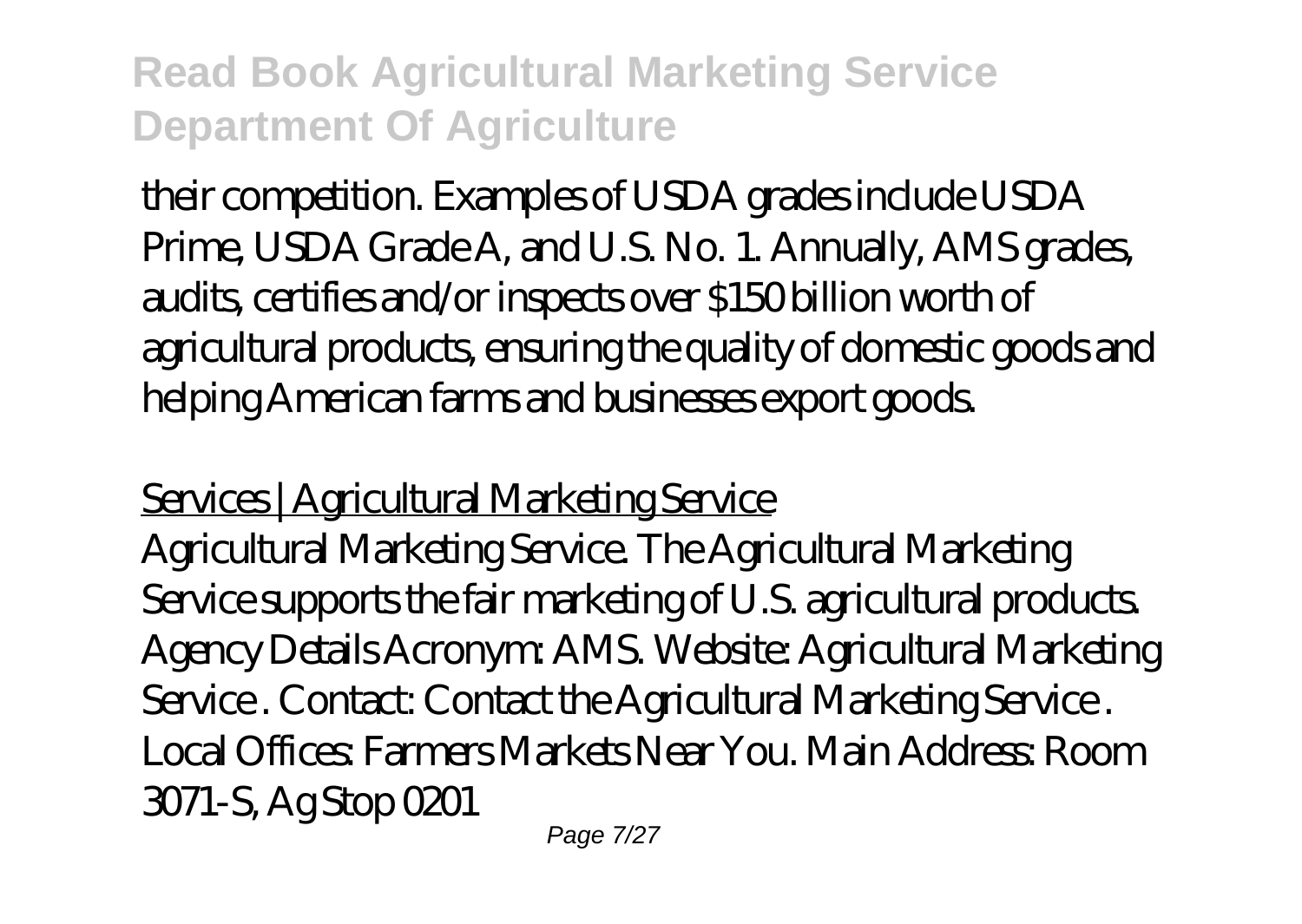their competition. Examples of USDA grades include USDA Prime, USDA Grade A, and U.S. No. 1. Annually, AMS grades, audits, certifies and/or inspects over $150 billion worth of agricultural products, ensuring the quality of domestic goods and helping American farms and businesses export goods.

Services | Agricultural Marketing Service

Agricultural Marketing Service. The Agricultural Marketing Service supports the fair marketing of U.S. agricultural products. Agency Details Acronym: AMS. Website: Agricultural Marketing Service . Contact: Contact the Agricultural Marketing Service . Local Offices: Farmers Markets Near You. Main Address: Room 3071-S, Ag Stop 0201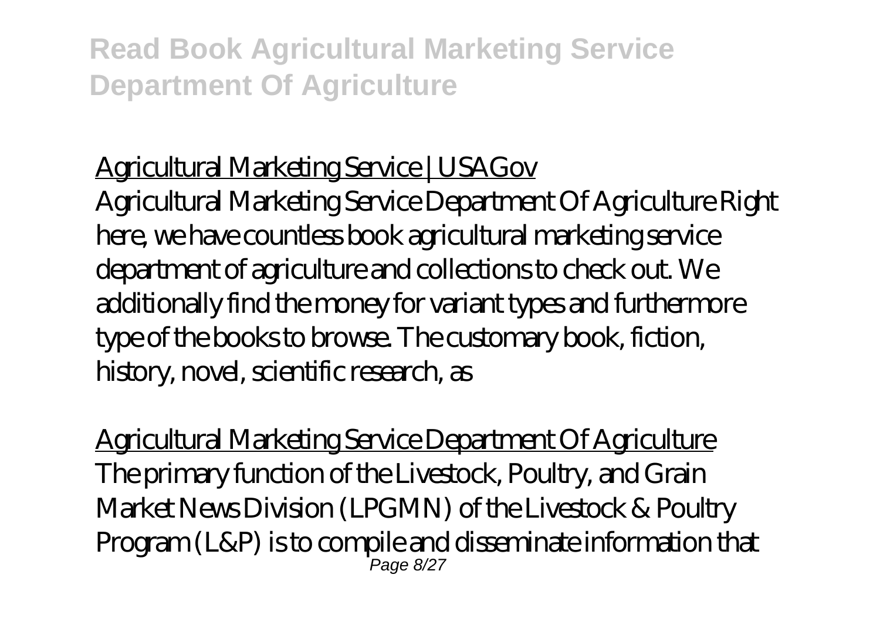Agricultural Marketing Service | USAGov

Agricultural Marketing Service Department Of Agriculture Right here, we have countless book agricultural marketing service department of agriculture and collections to check out. We additionally find the money for variant types and furthermore type of the books to browse. The customary book, fiction, history, novel, scientific research, as

Agricultural Marketing Service Department Of Agriculture

The primary function of the Livestock, Poultry, and Grain Market News Division (LPGMN) of the Livestock & Poultry Program (L&P) is to compile and disseminate information that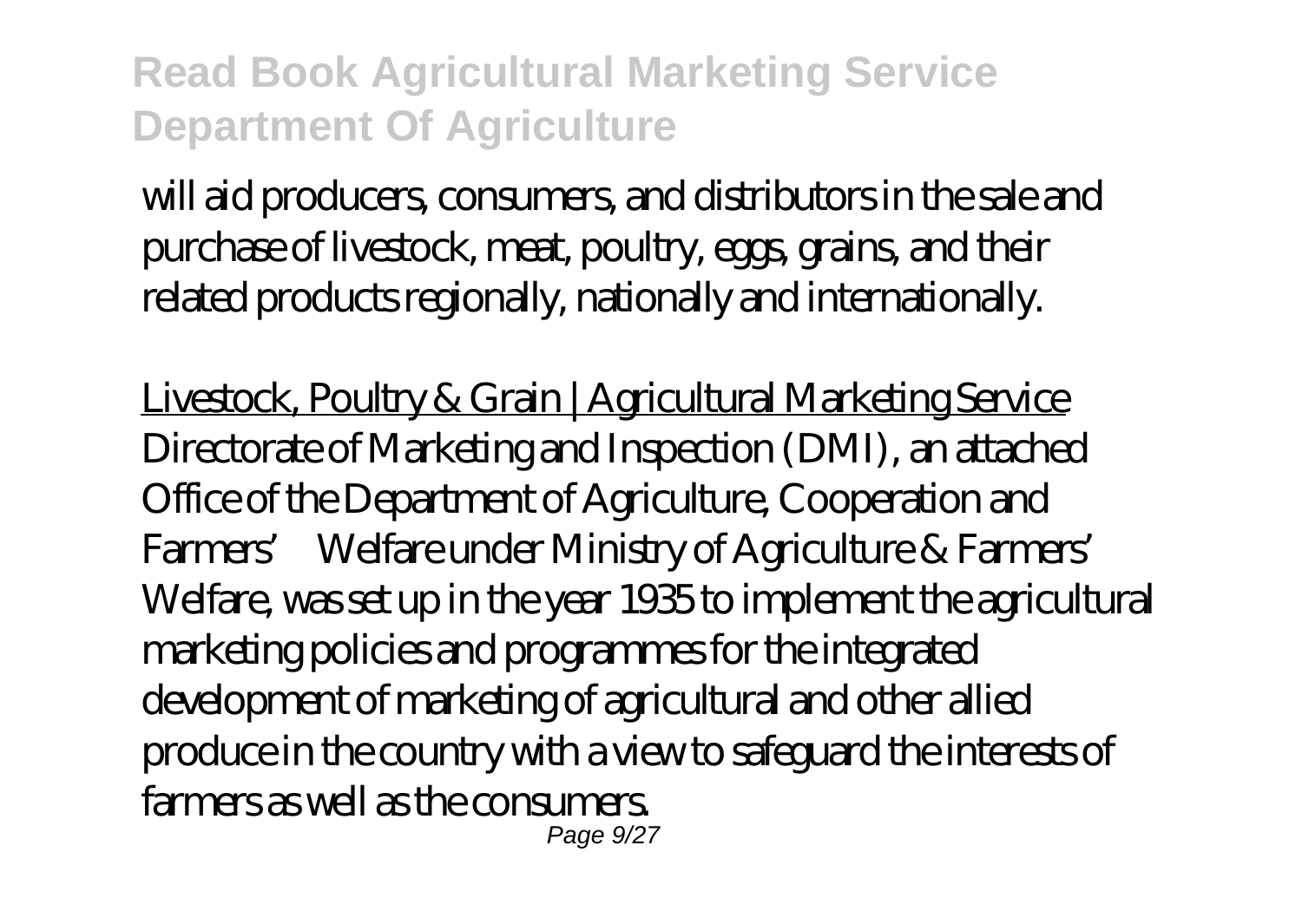will aid producers, consumers, and distributors in the sale and purchase of livestock, meat, poultry, eggs, grains, and their related products regionally, nationally and internationally.

Livestock, Poultry & Grain | Agricultural Marketing Service

Directorate of Marketing and Inspection (DMI), an attached Office of the Department of Agriculture, Cooperation and Farmers' Welfare under Ministry of Agriculture & Farmers' Welfare, was set up in the year 1935 to implement the agricultural marketing policies and programmes for the integrated development of marketing of agricultural and other allied produce in the country with a view to safeguard the interests of farmers as well as the consumers.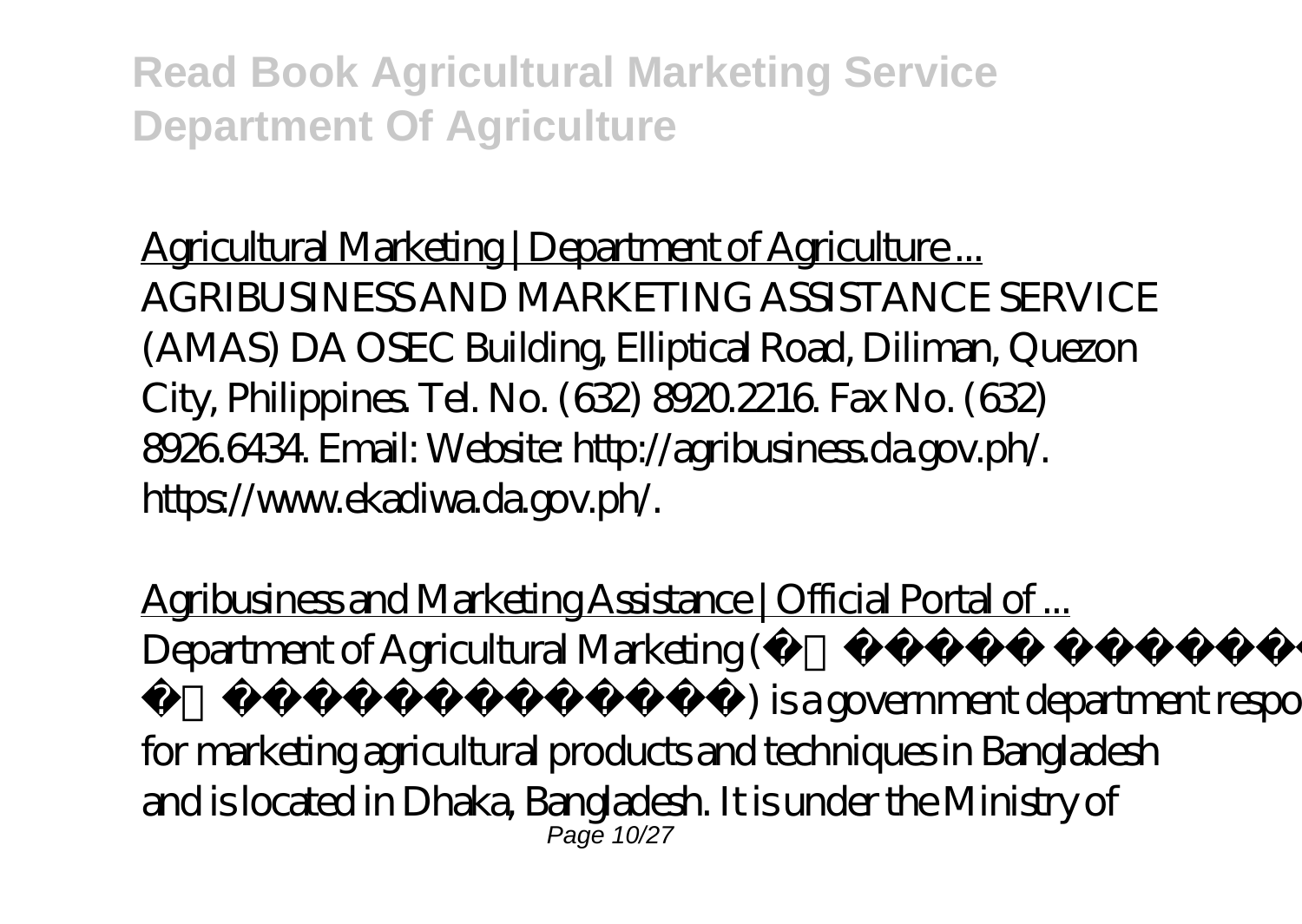Agricultural Marketing | Department of Agriculture ...

AGRIBUSINESS AND MARKETING ASSISTANCE SERVICE (AMAS) DA OSEC Building, Elliptical Road, Diliman, Quezon City, Philippines. Tel. No. (632) 8920.2216. Fax No. (632) 8926.6434. Email: Website: http://agribusiness.da.gov.ph/. https://www.ekadiwa.da.gov.ph/.

Agribusiness and Marketing Assistance | Official Portal of ...

Department of Agricultural Marketing (কৃষি বিপণন অধিদপ্তর) is a government department responsible for marketing agricultural products and techniques in Bangladesh and is located in Dhaka, Bangladesh. It is under the Ministry of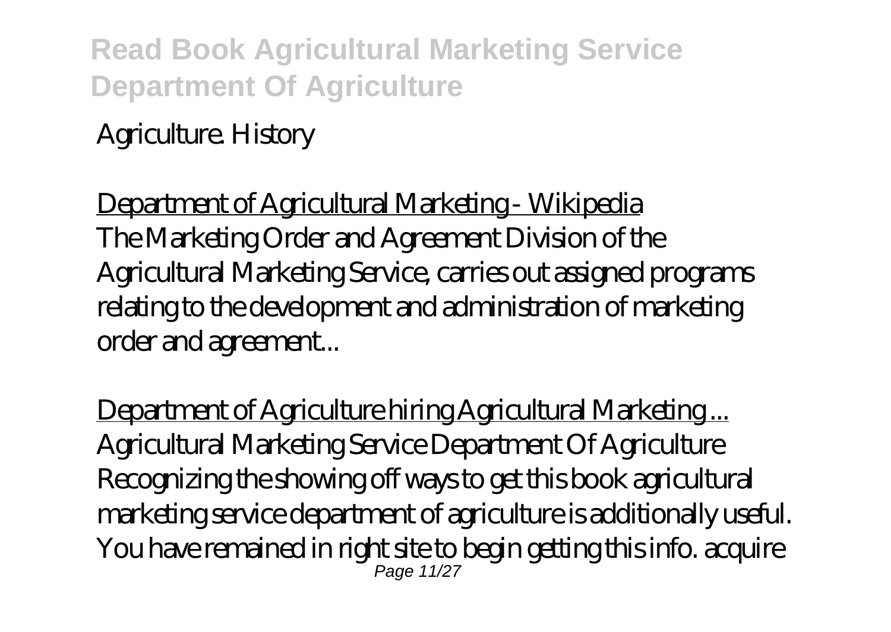Agriculture. History

Department of Agricultural Marketing - Wikipedia
The Marketing Order and Agreement Division of the Agricultural Marketing Service, carries out assigned programs relating to the development and administration of marketing order and agreement...

Department of Agriculture hiring Agricultural Marketing ...
Agricultural Marketing Service Department Of Agriculture Recognizing the showing off ways to get this book agricultural marketing service department of agriculture is additionally useful. You have remained in right site to begin getting this info. acquire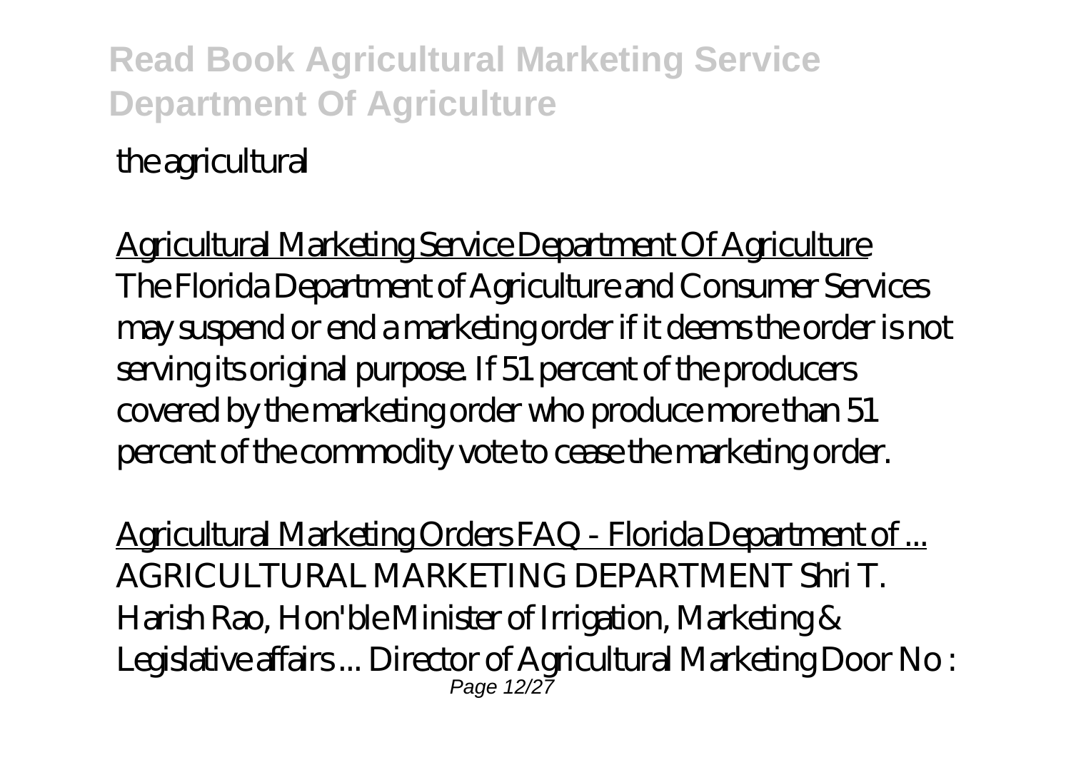the agricultural

Agricultural Marketing Service Department Of Agriculture
The Florida Department of Agriculture and Consumer Services may suspend or end a marketing order if it deems the order is not serving its original purpose. If 51 percent of the producers covered by the marketing order who produce more than 51 percent of the commodity vote to cease the marketing order.

Agricultural Marketing Orders FAQ - Florida Department of ...
AGRICULTURAL MARKETING DEPARTMENT Shri T. Harish Rao, Hon'ble Minister of Irrigation, Marketing & Legislative affairs ... Director of Agricultural Marketing Door No :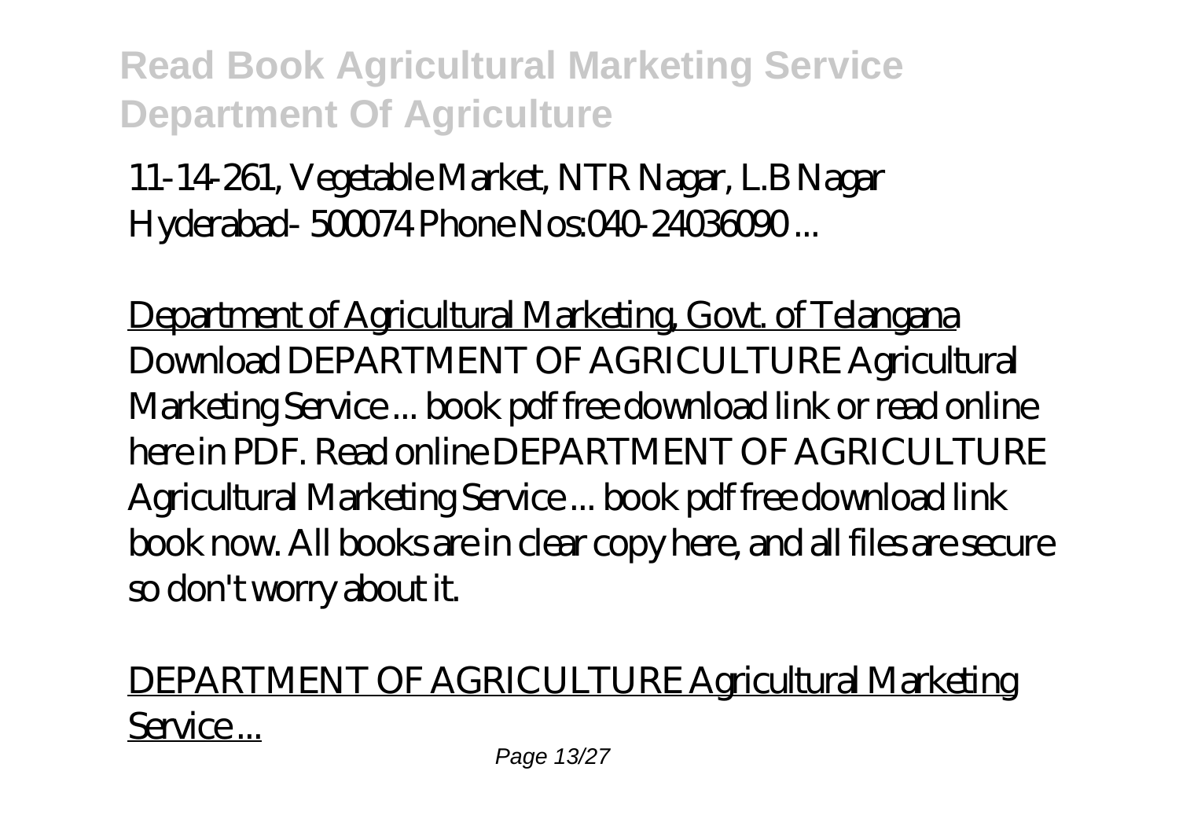11-14-261, Vegetable Market, NTR Nagar, L.B Nagar Hyderabad- 500074 Phone Nos:040-24036090 ...

Department of Agricultural Marketing, Govt. of Telangana

Download DEPARTMENT OF AGRICULTURE Agricultural Marketing Service ... book pdf free download link or read online here in PDF. Read online DEPARTMENT OF AGRICULTURE Agricultural Marketing Service ... book pdf free download link book now. All books are in clear copy here, and all files are secure so don't worry about it.

DEPARTMENT OF AGRICULTURE Agricultural Marketing Service ...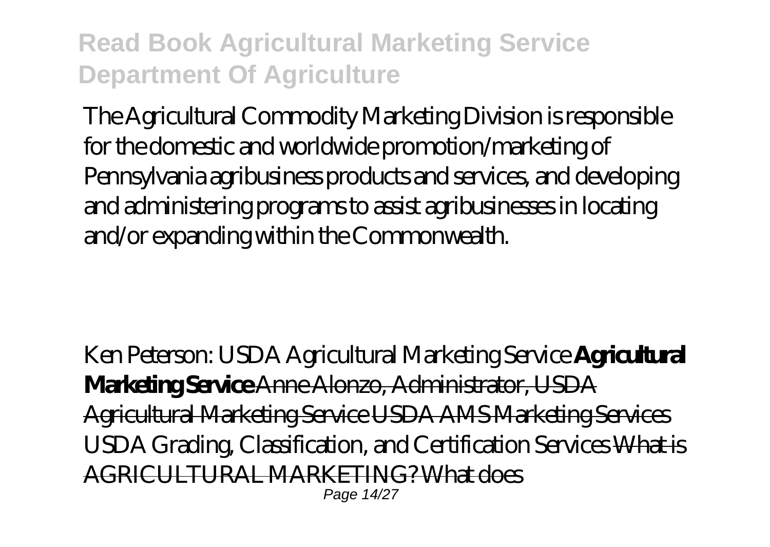The Agricultural Commodity Marketing Division is responsible for the domestic and worldwide promotion/marketing of Pennsylvania agribusiness products and services, and developing and administering programs to assist agribusinesses in locating and/or expanding within the Commonwealth.

Ken Peterson: USDA Agricultural Marketing Service **Agricultural Marketing Service** Anne Alonzo, Administrator, USDA Agricultural Marketing Service USDA AMS Marketing Services USDA Grading, Classification, and Certification Services What is AGRICULTURAL MARKETING? What does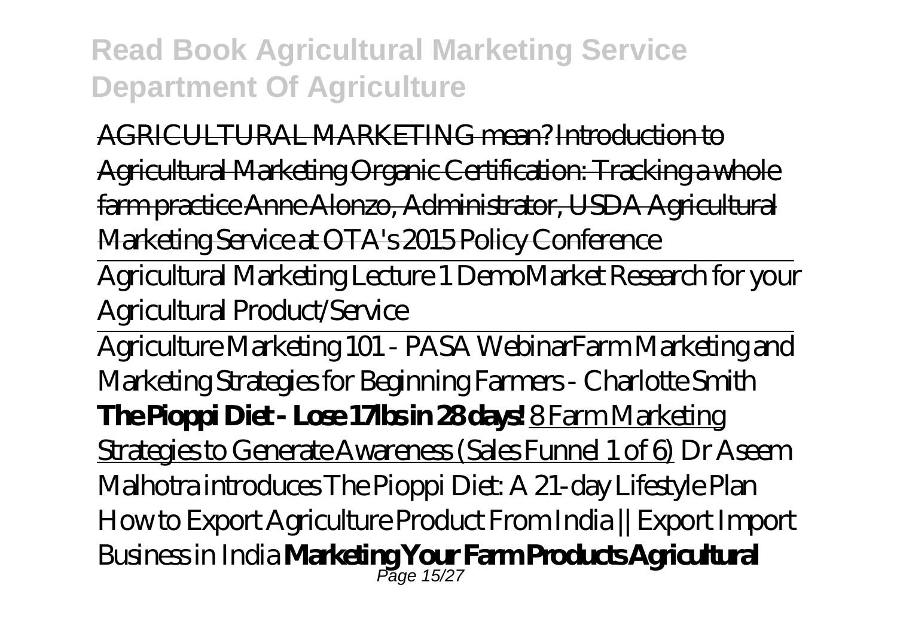~~AGRICULTURAL MARKETING mean? Introduction to Agricultural Marketing Organic Certification: Tracking a whole farm practice Anne Alonzo, Administrator, USDA Agricultural Marketing Service at OTA's 2015 Policy Conference~~

Agricultural Marketing Lecture 1 Demo*Market Research for your Agricultural Product/Service*

Agriculture Marketing 101 - PASA Webinar*Farm Marketing and Marketing Strategies for Beginning Farmers - Charlotte Smith* **The Pioppi Diet - Lose 17lbs in 28 days!** 8 Farm Marketing Strategies to Generate Awareness (Sales Funnel 1 of 6) *Dr Aseem Malhotra introduces The Pioppi Diet: A 21-day Lifestyle Plan How to Export Agriculture Product From India || Export Import Business in India* **Marketing Your Farm Products Agricultural**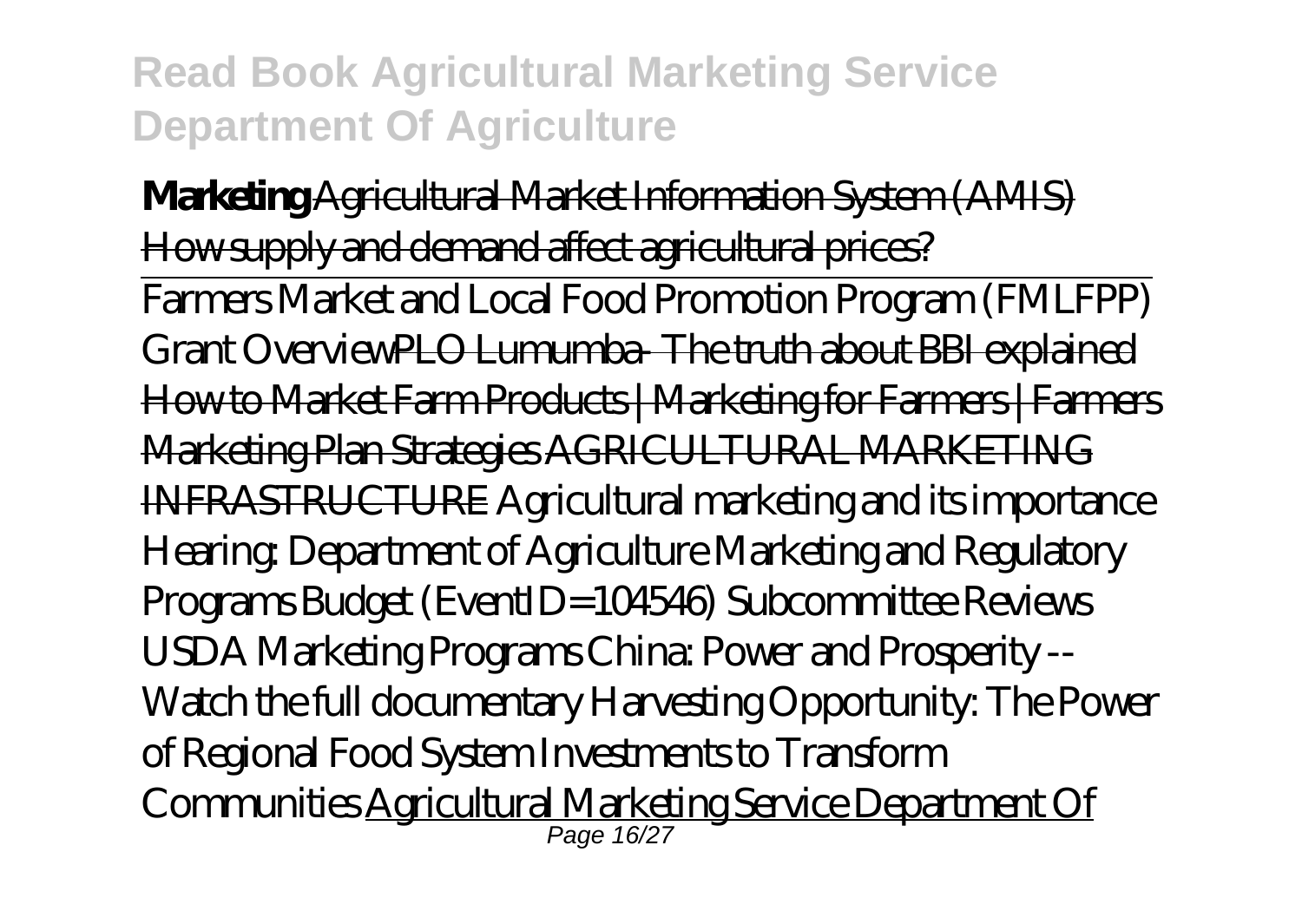**Marketing** Agricultural Market Information System (AMIS) How supply and demand affect agricultural prices?

Farmers Market and Local Food Promotion Program (FMLFPP) Grant OverviewPLO Lumumba- The truth about BBI explained How to Market Farm Products | Marketing for Farmers | Farmers Marketing Plan Strategies AGRICULTURAL MARKETING INFRASTRUCTURE Agricultural marketing and its importance Hearing: Department of Agriculture Marketing and Regulatory Programs Budget (EventID=104546) Subcommittee Reviews USDA Marketing Programs China: Power and Prosperity -- Watch the full documentary Harvesting Opportunity: The Power of Regional Food System Investments to Transform Communities Agricultural Marketing Service Department Of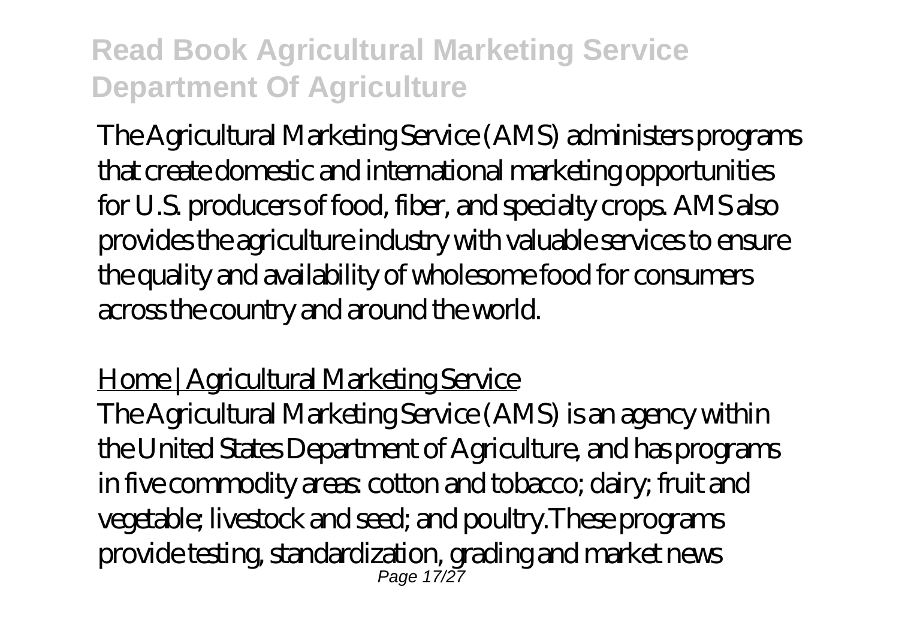The Agricultural Marketing Service (AMS) administers programs that create domestic and international marketing opportunities for U.S. producers of food, fiber, and specialty crops. AMS also provides the agriculture industry with valuable services to ensure the quality and availability of wholesome food for consumers across the country and around the world.

Home | Agricultural Marketing Service

The Agricultural Marketing Service (AMS) is an agency within the United States Department of Agriculture, and has programs in five commodity areas: cotton and tobacco; dairy; fruit and vegetable; livestock and seed; and poultry.These programs provide testing, standardization, grading and market news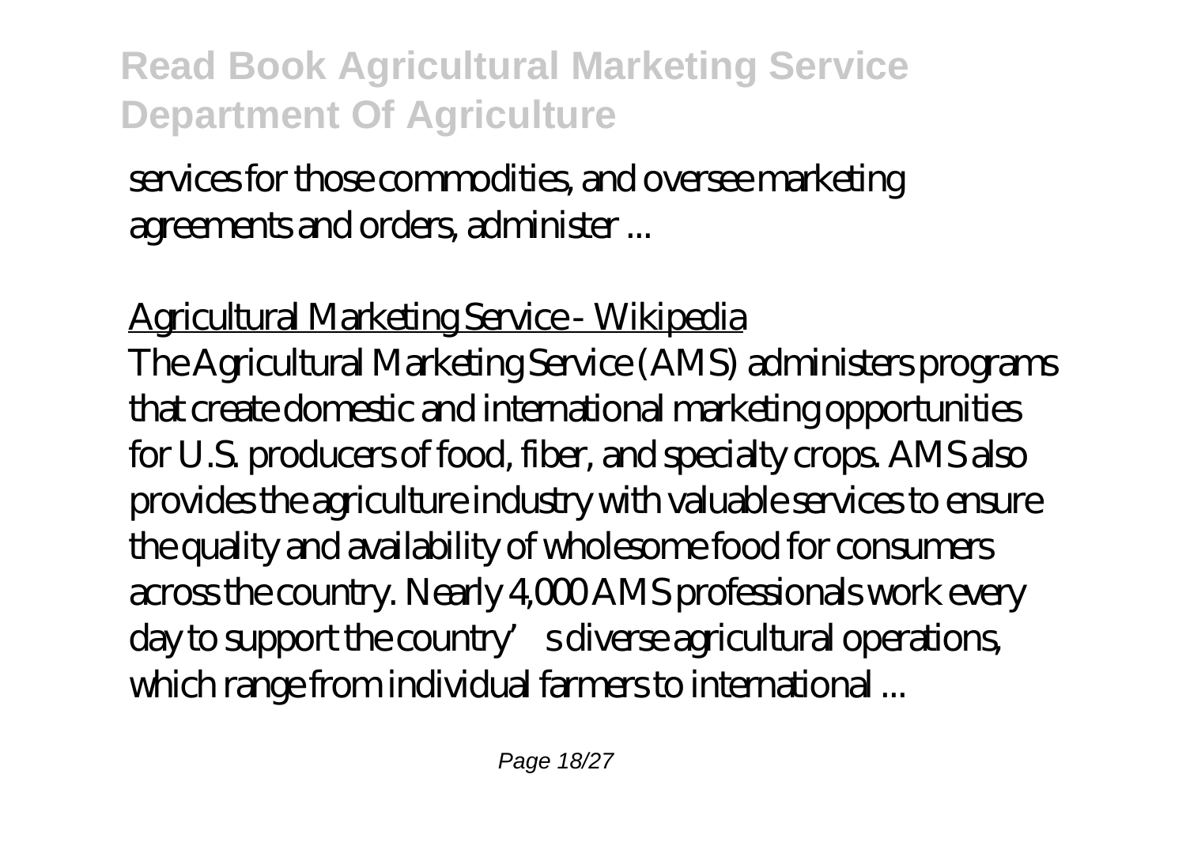services for those commodities, and oversee marketing agreements and orders, administer ...

Agricultural Marketing Service - Wikipedia

The Agricultural Marketing Service (AMS) administers programs that create domestic and international marketing opportunities for U.S. producers of food, fiber, and specialty crops. AMS also provides the agriculture industry with valuable services to ensure the quality and availability of wholesome food for consumers across the country. Nearly 4,000 AMS professionals work every day to support the country's diverse agricultural operations, which range from individual farmers to international ...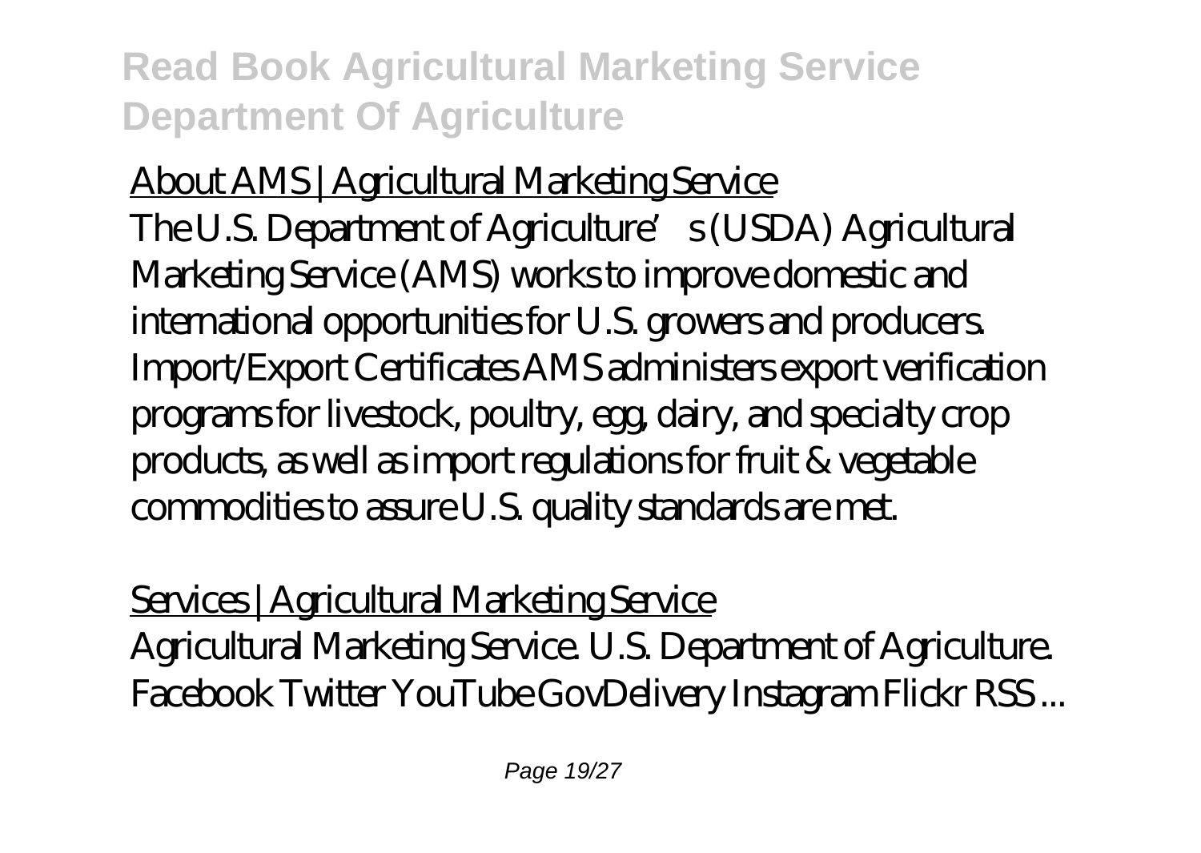About AMS | Agricultural Marketing Service

The U.S. Department of Agriculture's (USDA) Agricultural Marketing Service (AMS) works to improve domestic and international opportunities for U.S. growers and producers. Import/Export Certificates AMS administers export verification programs for livestock, poultry, egg, dairy, and specialty crop products, as well as import regulations for fruit & vegetable commodities to assure U.S. quality standards are met.

Services | Agricultural Marketing Service

Agricultural Marketing Service. U.S. Department of Agriculture. Facebook Twitter YouTube GovDelivery Instagram Flickr RSS ...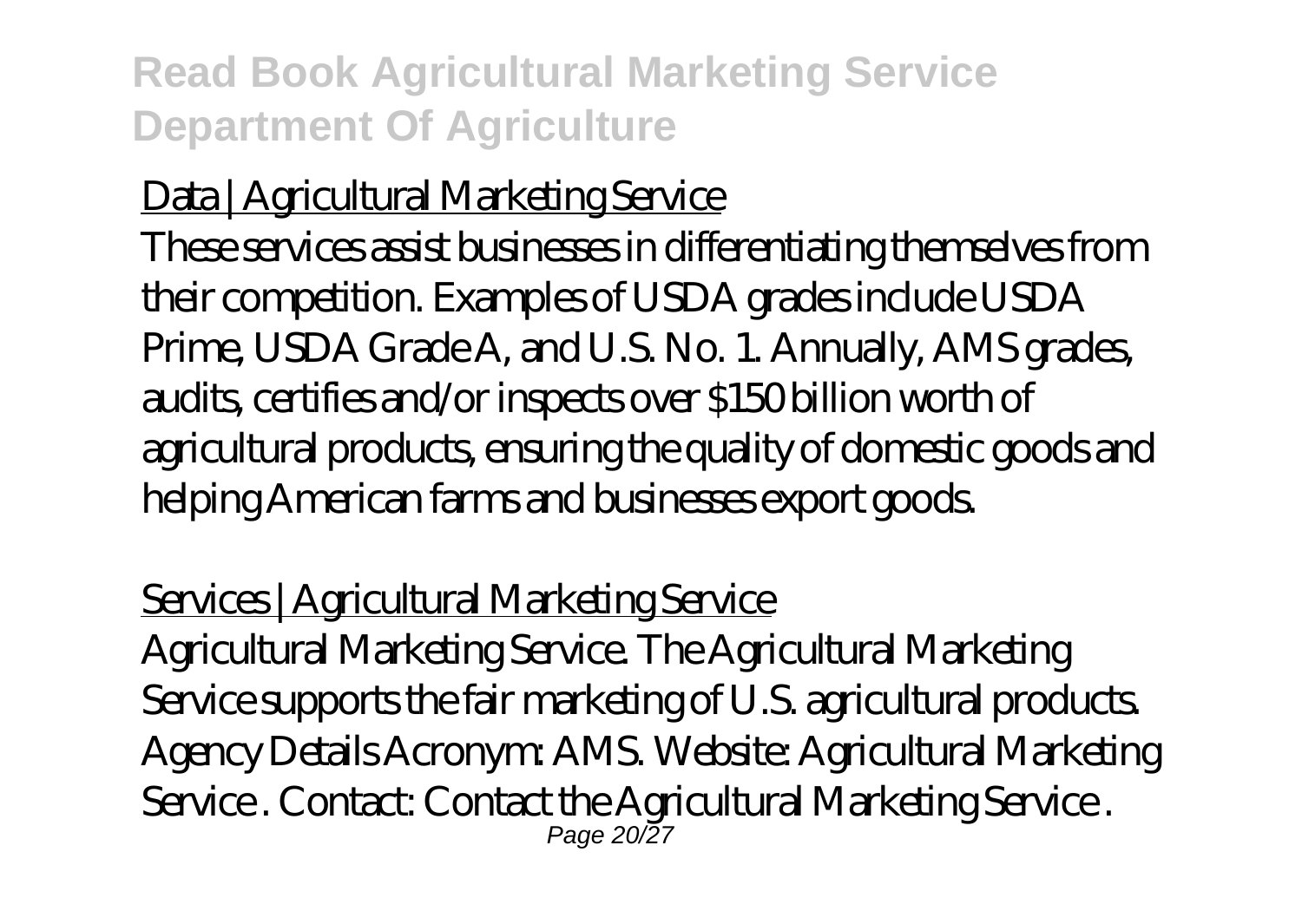Data | Agricultural Marketing Service

These services assist businesses in differentiating themselves from their competition. Examples of USDA grades include USDA Prime, USDA Grade A, and U.S. No. 1. Annually, AMS grades, audits, certifies and/or inspects over $150 billion worth of agricultural products, ensuring the quality of domestic goods and helping American farms and businesses export goods.

Services | Agricultural Marketing Service

Agricultural Marketing Service. The Agricultural Marketing Service supports the fair marketing of U.S. agricultural products. Agency Details Acronym: AMS. Website: Agricultural Marketing Service . Contact: Contact the Agricultural Marketing Service .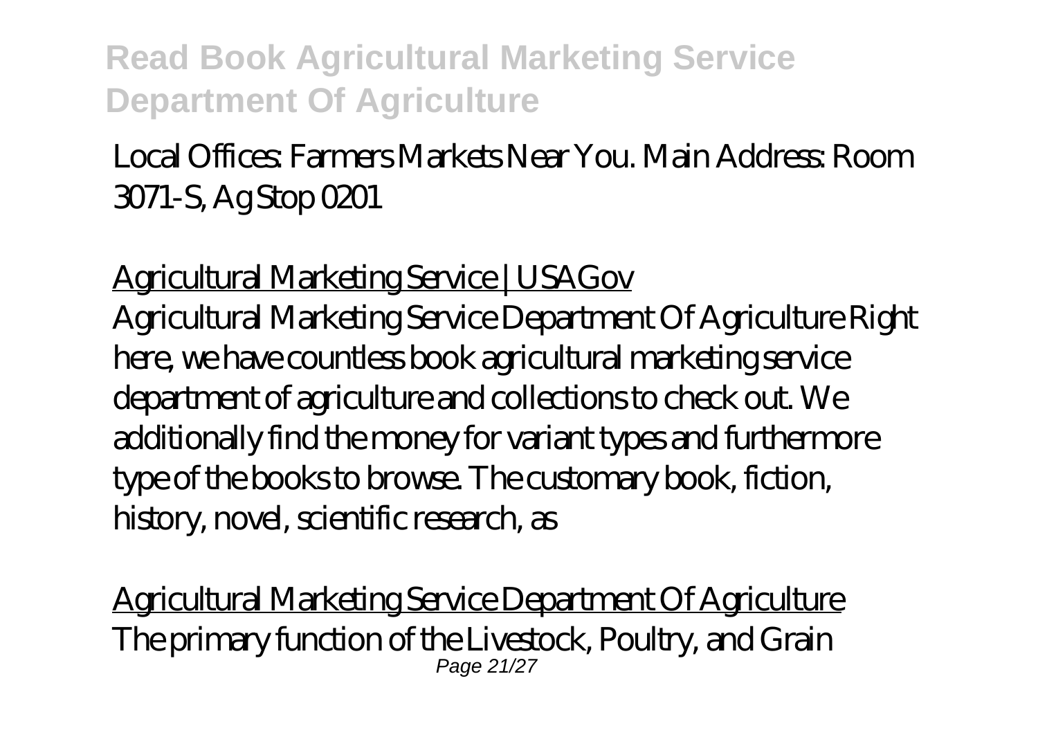Local Offices: Farmers Markets Near You. Main Address: Room 3071-S, Ag Stop 0201

Agricultural Marketing Service | USAGov

Agricultural Marketing Service Department Of Agriculture Right here, we have countless book agricultural marketing service department of agriculture and collections to check out. We additionally find the money for variant types and furthermore type of the books to browse. The customary book, fiction, history, novel, scientific research, as

Agricultural Marketing Service Department Of Agriculture

The primary function of the Livestock, Poultry, and Grain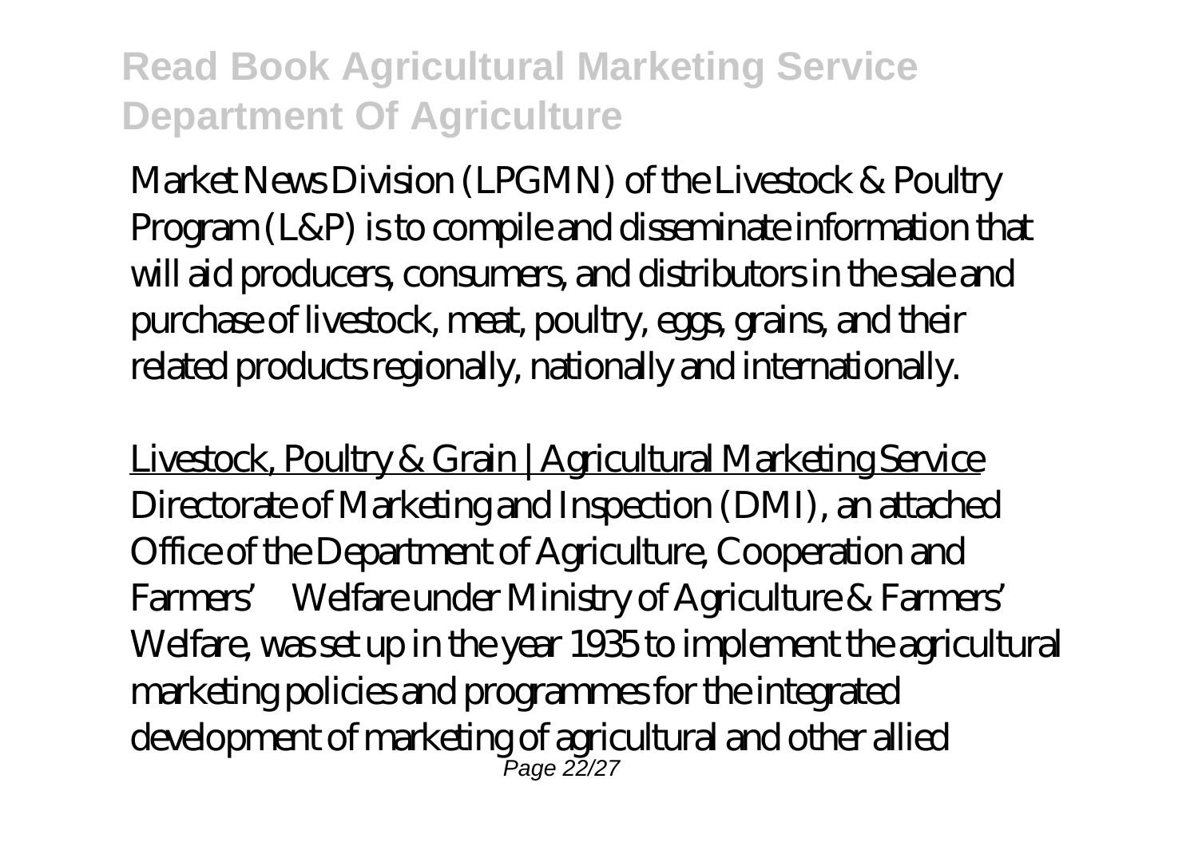Market News Division (LPGMN) of the Livestock & Poultry Program (L&P) is to compile and disseminate information that will aid producers, consumers, and distributors in the sale and purchase of livestock, meat, poultry, eggs, grains, and their related products regionally, nationally and internationally.

Livestock, Poultry & Grain | Agricultural Marketing Service
Directorate of Marketing and Inspection (DMI), an attached Office of the Department of Agriculture, Cooperation and Farmers' Welfare under Ministry of Agriculture & Farmers' Welfare, was set up in the year 1935 to implement the agricultural marketing policies and programmes for the integrated development of marketing of agricultural and other allied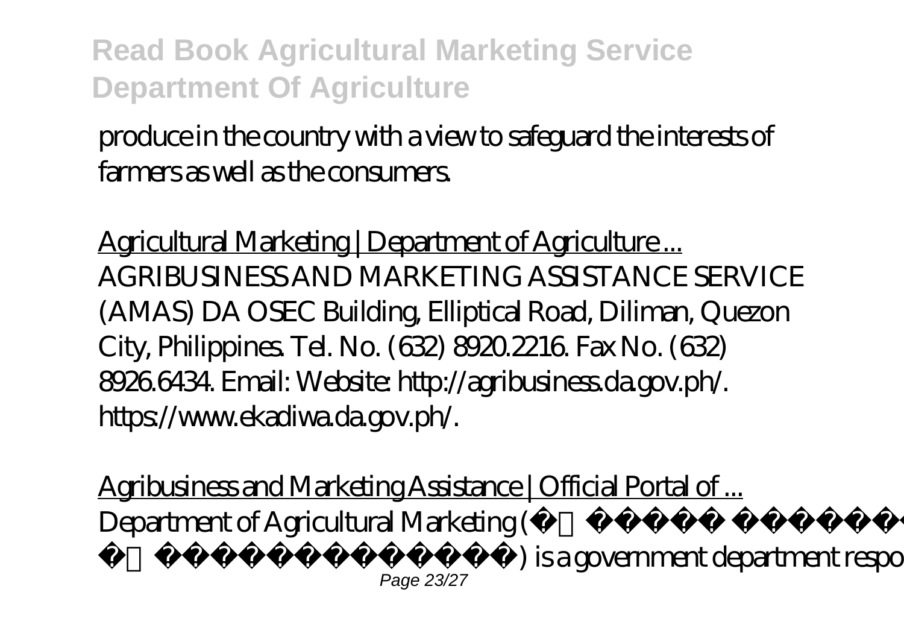produce in the country with a view to safeguard the interests of farmers as well as the consumers.

Agricultural Marketing | Department of Agriculture ...
AGRIBUSINESS AND MARKETING ASSISTANCE SERVICE (AMAS) DA OSEC Building, Elliptical Road, Diliman, Quezon City, Philippines. Tel. No. (632) 8920.2216. Fax No. (632) 8926.6434. Email: Website: http://agribusiness.da.gov.ph/. https://www.ekadiwa.da.gov.ph/.

Agribusiness and Marketing Assistance | Official Portal of ...
Department of Agricultural Marketing ( ) is a government department respo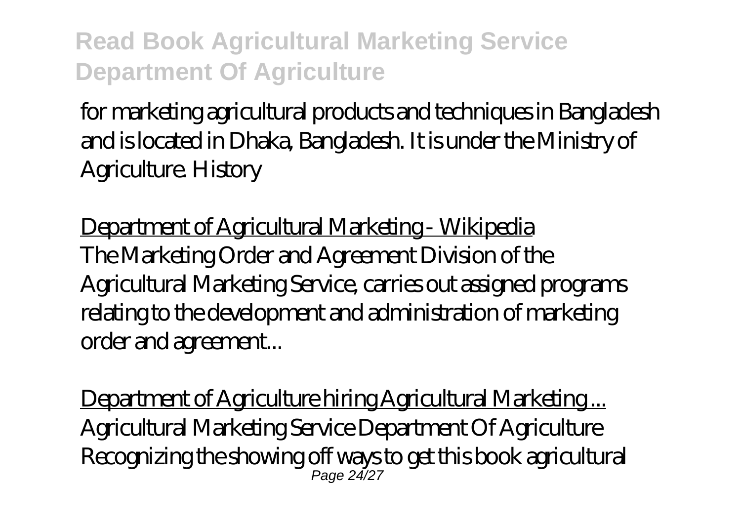for marketing agricultural products and techniques in Bangladesh and is located in Dhaka, Bangladesh. It is under the Ministry of Agriculture. History

Department of Agricultural Marketing - Wikipedia

The Marketing Order and Agreement Division of the Agricultural Marketing Service, carries out assigned programs relating to the development and administration of marketing order and agreement...

Department of Agriculture hiring Agricultural Marketing ...

Agricultural Marketing Service Department Of Agriculture Recognizing the showing off ways to get this book agricultural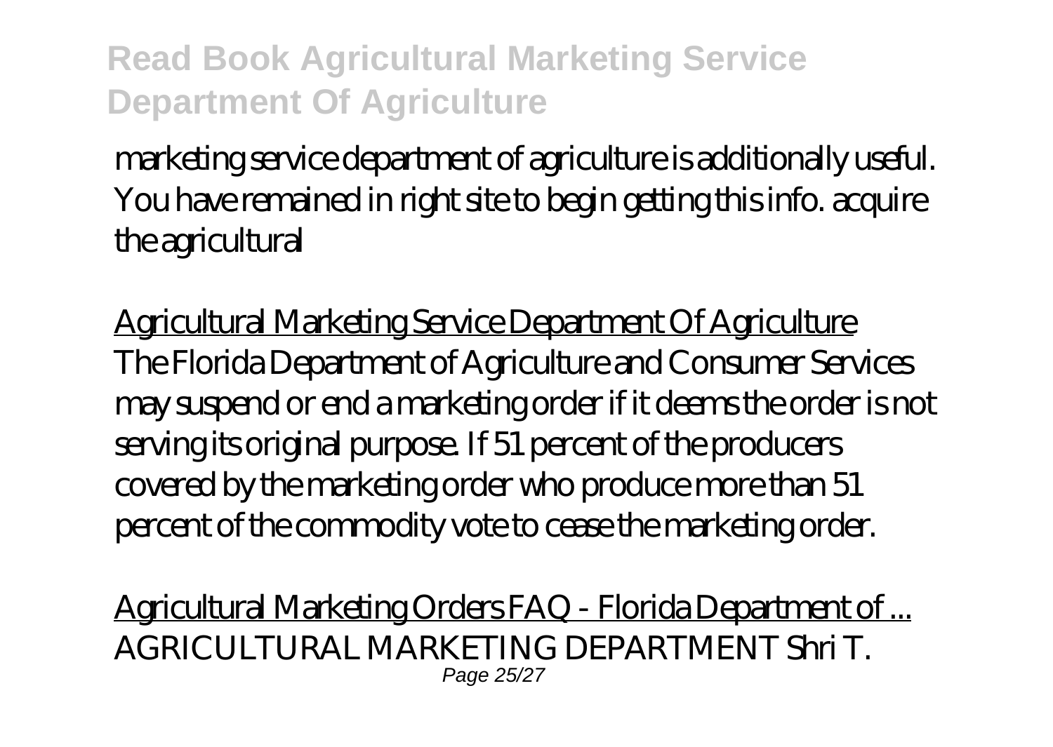marketing service department of agriculture is additionally useful. You have remained in right site to begin getting this info. acquire the agricultural

Agricultural Marketing Service Department Of Agriculture
The Florida Department of Agriculture and Consumer Services may suspend or end a marketing order if it deems the order is not serving its original purpose. If 51 percent of the producers covered by the marketing order who produce more than 51 percent of the commodity vote to cease the marketing order.

Agricultural Marketing Orders FAQ - Florida Department of ...
AGRICULTURAL MARKETING DEPARTMENT Shri T.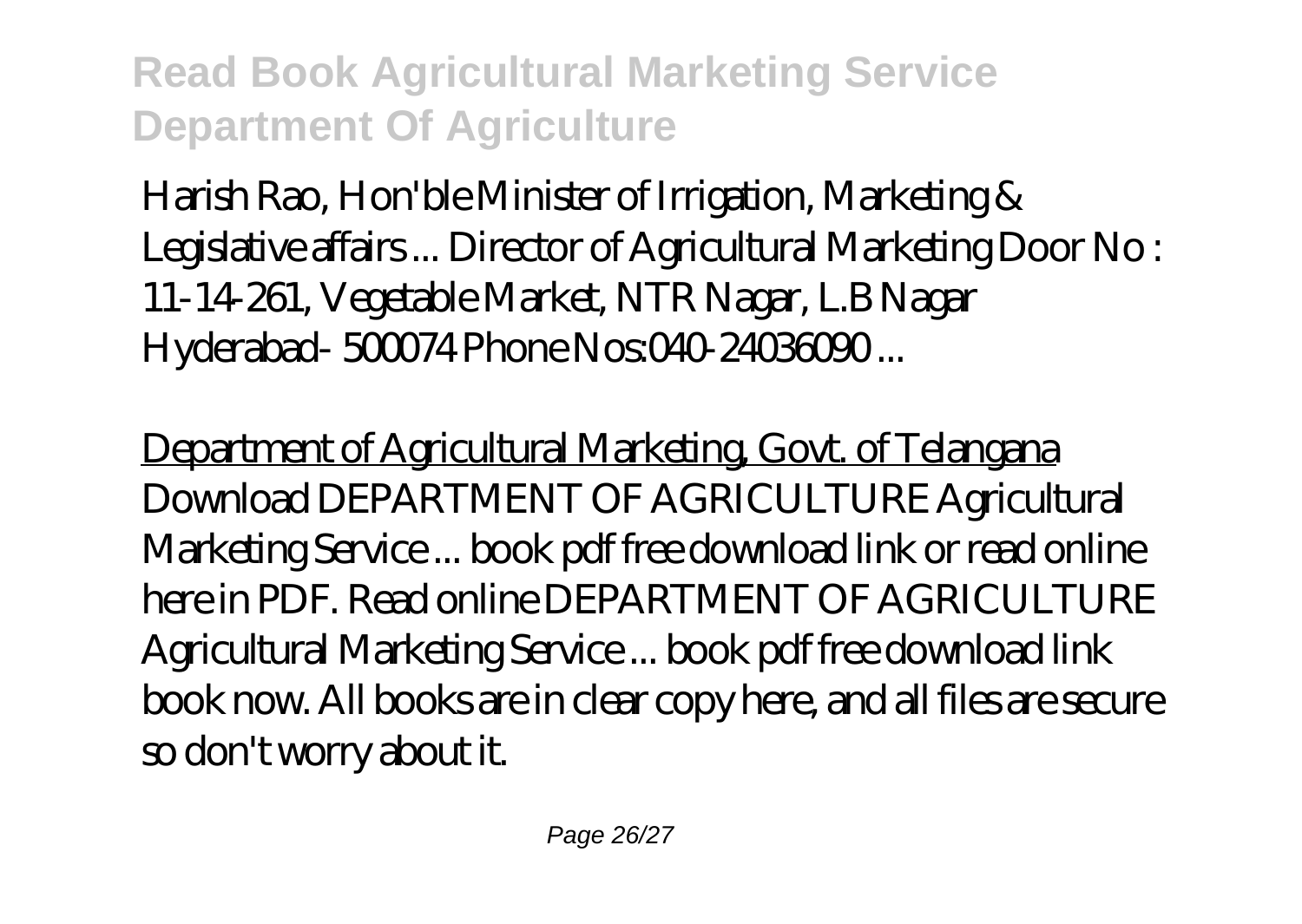Harish Rao, Hon'ble Minister of Irrigation, Marketing & Legislative affairs ... Director of Agricultural Marketing Door No : 11-14-261, Vegetable Market, NTR Nagar, L.B Nagar Hyderabad- 500074 Phone Nos:040-24036090 ...

Department of Agricultural Marketing, Govt. of Telangana

Download DEPARTMENT OF AGRICULTURE Agricultural Marketing Service ... book pdf free download link or read online here in PDF. Read online DEPARTMENT OF AGRICULTURE Agricultural Marketing Service ... book pdf free download link book now. All books are in clear copy here, and all files are secure so don't worry about it.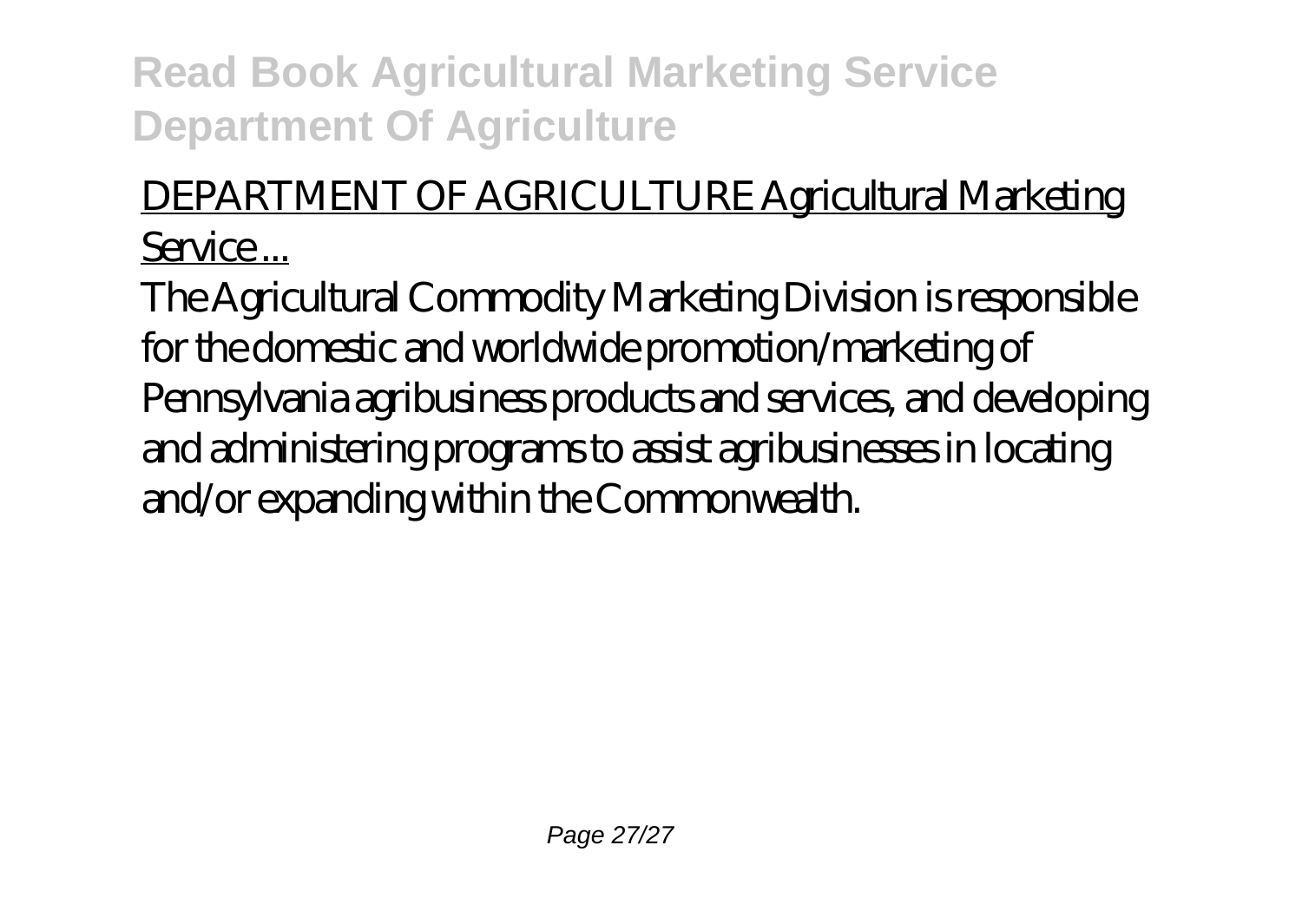[DEPARTMENT OF AGRICULTURE Agricultural Marketing Service ...]

The Agricultural Commodity Marketing Division is responsible for the domestic and worldwide promotion/marketing of Pennsylvania agribusiness products and services, and developing and administering programs to assist agribusinesses in locating and/or expanding within the Commonwealth.